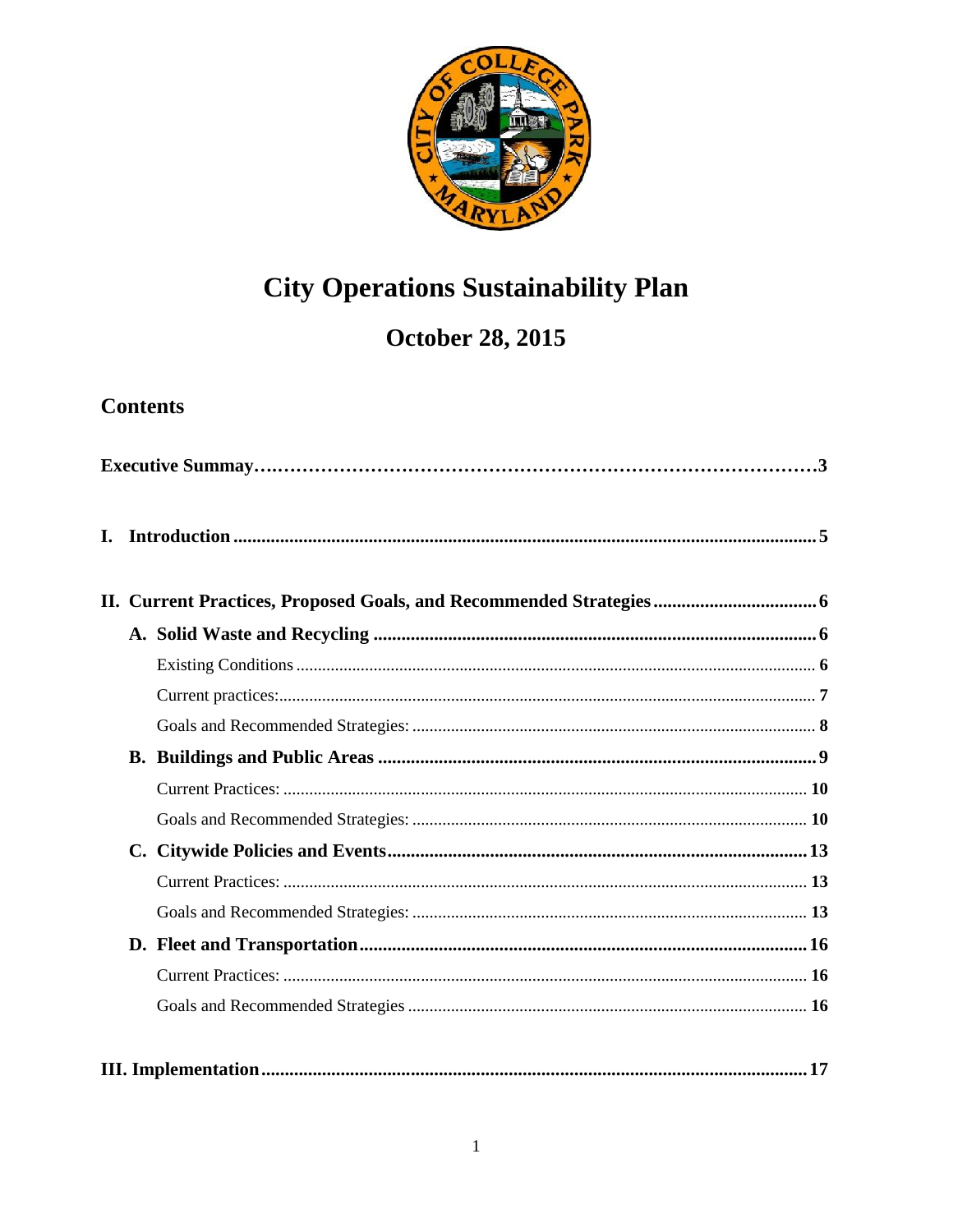# City Operations Sustainability Plan

## October 28, 2015

## Contents

**Executive Summay……………………………………………………………………………3**

**I. Introduction ............................................................................................................................ 5**

**II. Current Practices, Proposed Goals, and Recommended Strategies .................................. 6**

- **A. Solid Waste and Recycling ............................................................................................... 6**
  - Existing Conditions ........................................................................................................ 6
  - Current practices:........................................................................................................... 7
  - Goals and Recommended Strategies: ............................................................................ 8
- **B. Buildings and Public Areas .............................................................................................. 9**
  - Current Practices: ......................................................................................................... 10
  - Goals and Recommended Strategies: .......................................................................... 10
- **C. Citywide Policies and Events.......................................................................................... 13**
  - Current Practices: ......................................................................................................... 13
  - Goals and Recommended Strategies: .......................................................................... 13
- **D. Fleet and Transportation................................................................................................ 16**
  - Current Practices: ......................................................................................................... 16
  - Goals and Recommended Strategies ............................................................................ 16

**III. Implementation.................................................................................................................... 17**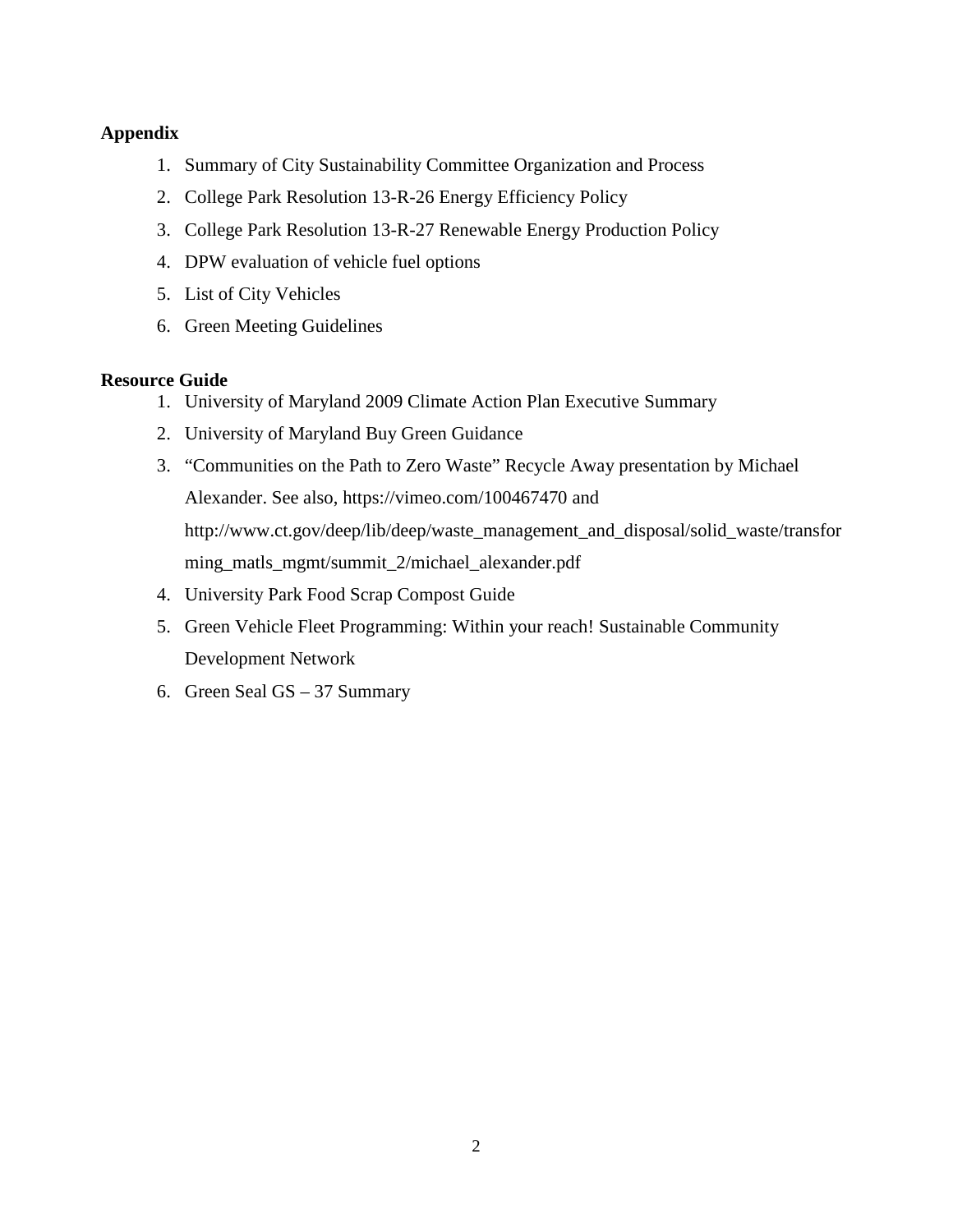**Appendix**

1. Summary of City Sustainability Committee Organization and Process
2. College Park Resolution 13-R-26 Energy Efficiency Policy
3. College Park Resolution 13-R-27 Renewable Energy Production Policy
4. DPW evaluation of vehicle fuel options
5. List of City Vehicles
6. Green Meeting Guidelines

**Resource Guide**

1. University of Maryland 2009 Climate Action Plan Executive Summary
2. University of Maryland Buy Green Guidance
3. "Communities on the Path to Zero Waste" Recycle Away presentation by Michael Alexander. See also, https://vimeo.com/100467470 and http://www.ct.gov/deep/lib/deep/waste_management_and_disposal/solid_waste/transforming_matls_mgmt/summit_2/michael_alexander.pdf
4. University Park Food Scrap Compost Guide
5. Green Vehicle Fleet Programming: Within your reach! Sustainable Community Development Network
6. Green Seal GS – 37 Summary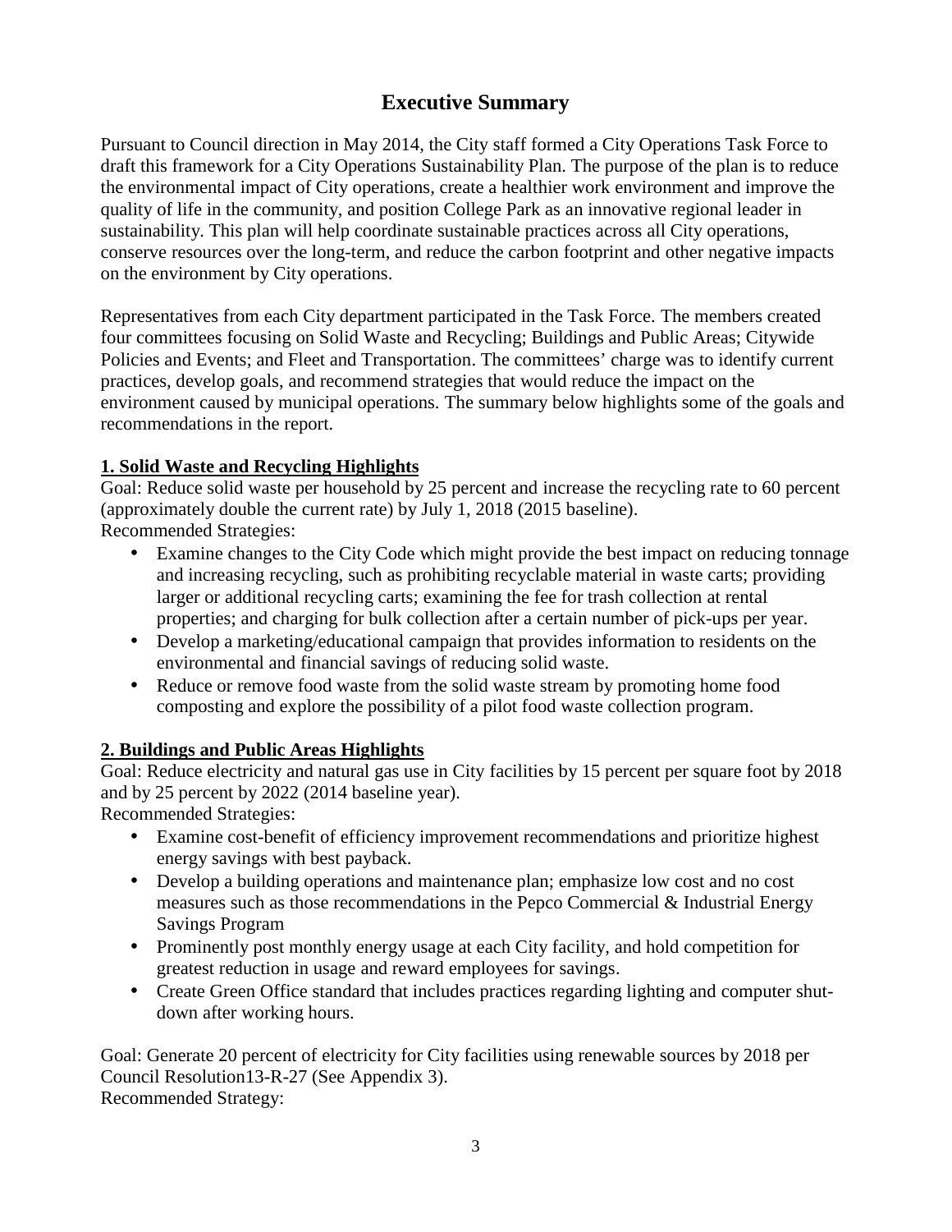# Executive Summary

Pursuant to Council direction in May 2014, the City staff formed a City Operations Task Force to draft this framework for a City Operations Sustainability Plan. The purpose of the plan is to reduce the environmental impact of City operations, create a healthier work environment and improve the quality of life in the community, and position College Park as an innovative regional leader in sustainability. This plan will help coordinate sustainable practices across all City operations, conserve resources over the long-term, and reduce the carbon footprint and other negative impacts on the environment by City operations.

Representatives from each City department participated in the Task Force. The members created four committees focusing on Solid Waste and Recycling; Buildings and Public Areas; Citywide Policies and Events; and Fleet and Transportation. The committees' charge was to identify current practices, develop goals, and recommend strategies that would reduce the impact on the environment caused by municipal operations. The summary below highlights some of the goals and recommendations in the report.

## 1. Solid Waste and Recycling Highlights

Goal: Reduce solid waste per household by 25 percent and increase the recycling rate to 60 percent (approximately double the current rate) by July 1, 2018 (2015 baseline).
Recommended Strategies:

- Examine changes to the City Code which might provide the best impact on reducing tonnage and increasing recycling, such as prohibiting recyclable material in waste carts; providing larger or additional recycling carts; examining the fee for trash collection at rental properties; and charging for bulk collection after a certain number of pick-ups per year.
- Develop a marketing/educational campaign that provides information to residents on the environmental and financial savings of reducing solid waste.
- Reduce or remove food waste from the solid waste stream by promoting home food composting and explore the possibility of a pilot food waste collection program.

## 2. Buildings and Public Areas Highlights

Goal: Reduce electricity and natural gas use in City facilities by 15 percent per square foot by 2018 and by 25 percent by 2022 (2014 baseline year).
Recommended Strategies:

- Examine cost-benefit of efficiency improvement recommendations and prioritize highest energy savings with best payback.
- Develop a building operations and maintenance plan; emphasize low cost and no cost measures such as those recommendations in the Pepco Commercial & Industrial Energy Savings Program
- Prominently post monthly energy usage at each City facility, and hold competition for greatest reduction in usage and reward employees for savings.
- Create Green Office standard that includes practices regarding lighting and computer shut-down after working hours.

Goal: Generate 20 percent of electricity for City facilities using renewable sources by 2018 per Council Resolution13-R-27 (See Appendix 3).
Recommended Strategy: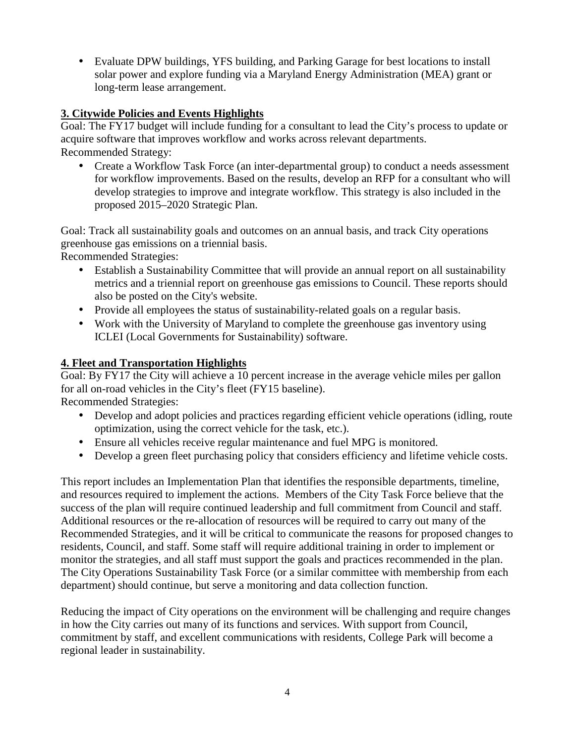- Evaluate DPW buildings, YFS building, and Parking Garage for best locations to install solar power and explore funding via a Maryland Energy Administration (MEA) grant or long-term lease arrangement.

**3. Citywide Policies and Events Highlights**

Goal: The FY17 budget will include funding for a consultant to lead the City's process to update or acquire software that improves workflow and works across relevant departments.
Recommended Strategy:

- Create a Workflow Task Force (an inter-departmental group) to conduct a needs assessment for workflow improvements. Based on the results, develop an RFP for a consultant who will develop strategies to improve and integrate workflow. This strategy is also included in the proposed 2015–2020 Strategic Plan.

Goal: Track all sustainability goals and outcomes on an annual basis, and track City operations greenhouse gas emissions on a triennial basis.
Recommended Strategies:

- Establish a Sustainability Committee that will provide an annual report on all sustainability metrics and a triennial report on greenhouse gas emissions to Council. These reports should also be posted on the City's website.
- Provide all employees the status of sustainability-related goals on a regular basis.
- Work with the University of Maryland to complete the greenhouse gas inventory using ICLEI (Local Governments for Sustainability) software.

**4. Fleet and Transportation Highlights**

Goal: By FY17 the City will achieve a 10 percent increase in the average vehicle miles per gallon for all on-road vehicles in the City's fleet (FY15 baseline).
Recommended Strategies:

- Develop and adopt policies and practices regarding efficient vehicle operations (idling, route optimization, using the correct vehicle for the task, etc.).
- Ensure all vehicles receive regular maintenance and fuel MPG is monitored.
- Develop a green fleet purchasing policy that considers efficiency and lifetime vehicle costs.

This report includes an Implementation Plan that identifies the responsible departments, timeline, and resources required to implement the actions. Members of the City Task Force believe that the success of the plan will require continued leadership and full commitment from Council and staff. Additional resources or the re-allocation of resources will be required to carry out many of the Recommended Strategies, and it will be critical to communicate the reasons for proposed changes to residents, Council, and staff. Some staff will require additional training in order to implement or monitor the strategies, and all staff must support the goals and practices recommended in the plan. The City Operations Sustainability Task Force (or a similar committee with membership from each department) should continue, but serve a monitoring and data collection function.

Reducing the impact of City operations on the environment will be challenging and require changes in how the City carries out many of its functions and services. With support from Council, commitment by staff, and excellent communications with residents, College Park will become a regional leader in sustainability.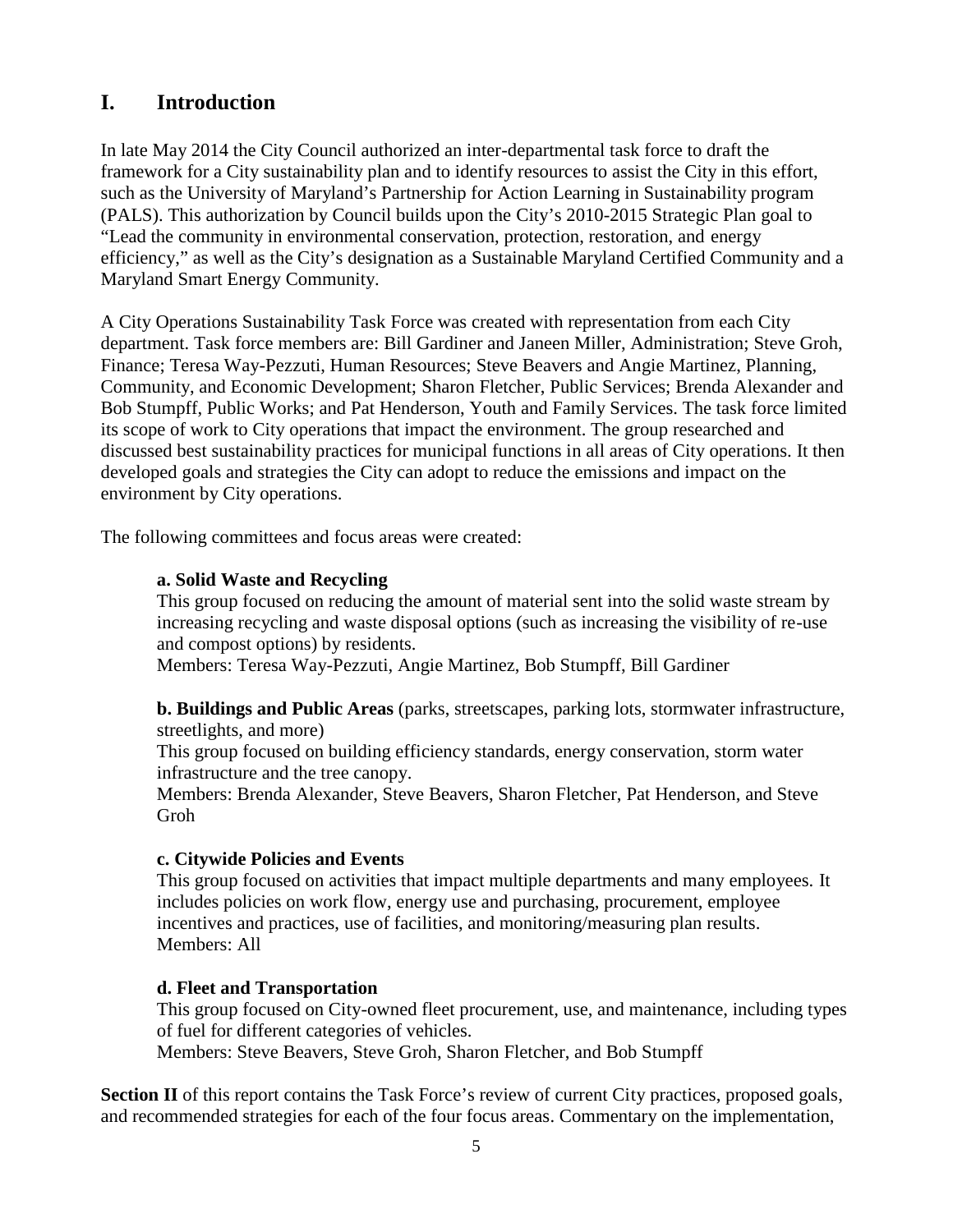# I. Introduction

In late May 2014 the City Council authorized an inter-departmental task force to draft the framework for a City sustainability plan and to identify resources to assist the City in this effort, such as the University of Maryland's Partnership for Action Learning in Sustainability program (PALS). This authorization by Council builds upon the City's 2010-2015 Strategic Plan goal to "Lead the community in environmental conservation, protection, restoration, and energy efficiency," as well as the City's designation as a Sustainable Maryland Certified Community and a Maryland Smart Energy Community.

A City Operations Sustainability Task Force was created with representation from each City department. Task force members are: Bill Gardiner and Janeen Miller, Administration; Steve Groh, Finance; Teresa Way-Pezzuti, Human Resources; Steve Beavers and Angie Martinez, Planning, Community, and Economic Development; Sharon Fletcher, Public Services; Brenda Alexander and Bob Stumpff, Public Works; and Pat Henderson, Youth and Family Services. The task force limited its scope of work to City operations that impact the environment. The group researched and discussed best sustainability practices for municipal functions in all areas of City operations. It then developed goals and strategies the City can adopt to reduce the emissions and impact on the environment by City operations.

The following committees and focus areas were created:

**a. Solid Waste and Recycling**
This group focused on reducing the amount of material sent into the solid waste stream by increasing recycling and waste disposal options (such as increasing the visibility of re-use and compost options) by residents.
Members: Teresa Way-Pezzuti, Angie Martinez, Bob Stumpff, Bill Gardiner

**b. Buildings and Public Areas** (parks, streetscapes, parking lots, stormwater infrastructure, streetlights, and more)
This group focused on building efficiency standards, energy conservation, storm water infrastructure and the tree canopy.
Members: Brenda Alexander, Steve Beavers, Sharon Fletcher, Pat Henderson, and Steve Groh

**c. Citywide Policies and Events**
This group focused on activities that impact multiple departments and many employees. It includes policies on work flow, energy use and purchasing, procurement, employee incentives and practices, use of facilities, and monitoring/measuring plan results.
Members: All

**d. Fleet and Transportation**
This group focused on City-owned fleet procurement, use, and maintenance, including types of fuel for different categories of vehicles.
Members: Steve Beavers, Steve Groh, Sharon Fletcher, and Bob Stumpff

**Section II** of this report contains the Task Force's review of current City practices, proposed goals, and recommended strategies for each of the four focus areas. Commentary on the implementation,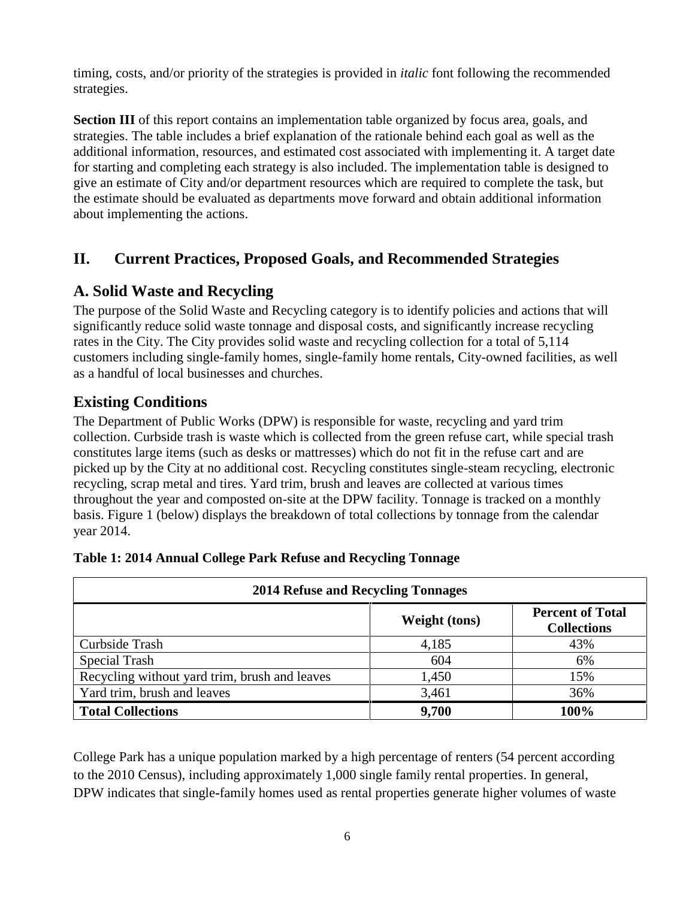timing, costs, and/or priority of the strategies is provided in *italic* font following the recommended strategies.

**Section III** of this report contains an implementation table organized by focus area, goals, and strategies. The table includes a brief explanation of the rationale behind each goal as well as the additional information, resources, and estimated cost associated with implementing it. A target date for starting and completing each strategy is also included. The implementation table is designed to give an estimate of City and/or department resources which are required to complete the task, but the estimate should be evaluated as departments move forward and obtain additional information about implementing the actions.

# II. Current Practices, Proposed Goals, and Recommended Strategies

## A. Solid Waste and Recycling

The purpose of the Solid Waste and Recycling category is to identify policies and actions that will significantly reduce solid waste tonnage and disposal costs, and significantly increase recycling rates in the City. The City provides solid waste and recycling collection for a total of 5,114 customers including single-family homes, single-family home rentals, City-owned facilities, as well as a handful of local businesses and churches.

## Existing Conditions

The Department of Public Works (DPW) is responsible for waste, recycling and yard trim collection. Curbside trash is waste which is collected from the green refuse cart, while special trash constitutes large items (such as desks or mattresses) which do not fit in the refuse cart and are picked up by the City at no additional cost. Recycling constitutes single-steam recycling, electronic recycling, scrap metal and tires. Yard trim, brush and leaves are collected at various times throughout the year and composted on-site at the DPW facility. Tonnage is tracked on a monthly basis. Figure 1 (below) displays the breakdown of total collections by tonnage from the calendar year 2014.

**Table 1: 2014 Annual College Park Refuse and Recycling Tonnage**

| 2014 Refuse and Recycling Tonnages | | |
|---|---|---|
| | **Weight (tons)** | **Percent of Total Collections** |
| Curbside Trash | 4,185 | 43% |
| Special Trash | 604 | 6% |
| Recycling without yard trim, brush and leaves | 1,450 | 15% |
| Yard trim, brush and leaves | 3,461 | 36% |
| **Total Collections** | **9,700** | **100%** |

College Park has a unique population marked by a high percentage of renters (54 percent according to the 2010 Census), including approximately 1,000 single family rental properties. In general, DPW indicates that single-family homes used as rental properties generate higher volumes of waste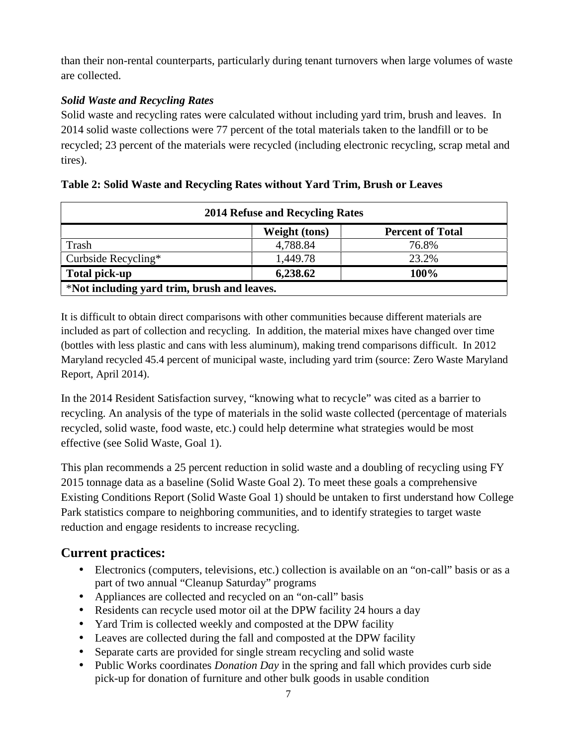than their non-rental counterparts, particularly during tenant turnovers when large volumes of waste are collected.

***Solid Waste and Recycling Rates***

Solid waste and recycling rates were calculated without including yard trim, brush and leaves. In 2014 solid waste collections were 77 percent of the total materials taken to the landfill or to be recycled; 23 percent of the materials were recycled (including electronic recycling, scrap metal and tires).

**Table 2: Solid Waste and Recycling Rates without Yard Trim, Brush or Leaves**

| **2014 Refuse and Recycling Rates** | | |
|---|---|---|
| | **Weight (tons)** | **Percent of Total** |
| Trash | 4,788.84 | 76.8% |
| Curbside Recycling* | 1,449.78 | 23.2% |
| **Total pick-up** | **6,238.62** | **100%** |
| ***Not including yard trim, brush and leaves.** | | |

It is difficult to obtain direct comparisons with other communities because different materials are included as part of collection and recycling. In addition, the material mixes have changed over time (bottles with less plastic and cans with less aluminum), making trend comparisons difficult. In 2012 Maryland recycled 45.4 percent of municipal waste, including yard trim (source: Zero Waste Maryland Report, April 2014).

In the 2014 Resident Satisfaction survey, "knowing what to recycle" was cited as a barrier to recycling. An analysis of the type of materials in the solid waste collected (percentage of materials recycled, solid waste, food waste, etc.) could help determine what strategies would be most effective (see Solid Waste, Goal 1).

This plan recommends a 25 percent reduction in solid waste and a doubling of recycling using FY 2015 tonnage data as a baseline (Solid Waste Goal 2). To meet these goals a comprehensive Existing Conditions Report (Solid Waste Goal 1) should be untaken to first understand how College Park statistics compare to neighboring communities, and to identify strategies to target waste reduction and engage residents to increase recycling.

## Current practices:

- Electronics (computers, televisions, etc.) collection is available on an "on-call" basis or as a part of two annual "Cleanup Saturday" programs
- Appliances are collected and recycled on an "on-call" basis
- Residents can recycle used motor oil at the DPW facility 24 hours a day
- Yard Trim is collected weekly and composted at the DPW facility
- Leaves are collected during the fall and composted at the DPW facility
- Separate carts are provided for single stream recycling and solid waste
- Public Works coordinates *Donation Day* in the spring and fall which provides curb side pick-up for donation of furniture and other bulk goods in usable condition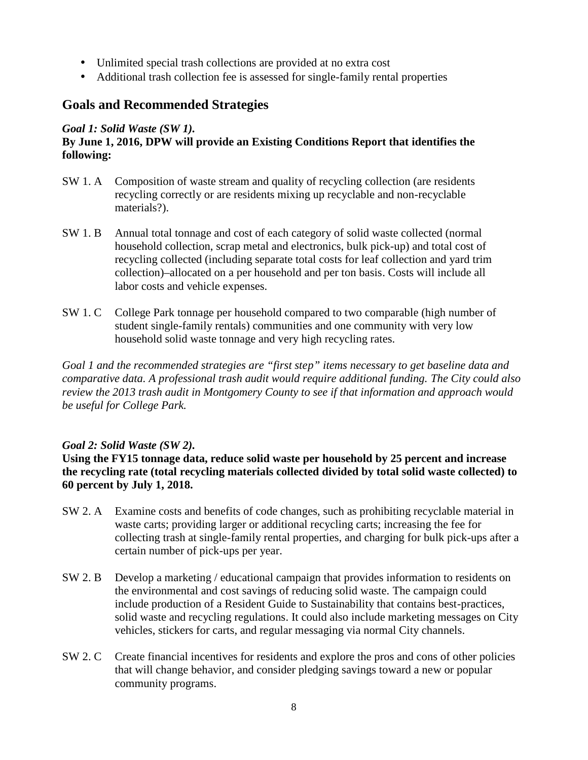- Unlimited special trash collections are provided at no extra cost
- Additional trash collection fee is assessed for single-family rental properties

## Goals and Recommended Strategies

***Goal 1: Solid Waste (SW 1).***
**By June 1, 2016, DPW will provide an Existing Conditions Report that identifies the following:**

SW 1. A Composition of waste stream and quality of recycling collection (are residents recycling correctly or are residents mixing up recyclable and non-recyclable materials?).

SW 1. B Annual total tonnage and cost of each category of solid waste collected (normal household collection, scrap metal and electronics, bulk pick-up) and total cost of recycling collected (including separate total costs for leaf collection and yard trim collection)–allocated on a per household and per ton basis. Costs will include all labor costs and vehicle expenses.

SW 1. C College Park tonnage per household compared to two comparable (high number of student single-family rentals) communities and one community with very low household solid waste tonnage and very high recycling rates.

*Goal 1 and the recommended strategies are "first step" items necessary to get baseline data and comparative data. A professional trash audit would require additional funding. The City could also review the 2013 trash audit in Montgomery County to see if that information and approach would be useful for College Park.*

***Goal 2: Solid Waste (SW 2).***
**Using the FY15 tonnage data, reduce solid waste per household by 25 percent and increase the recycling rate (total recycling materials collected divided by total solid waste collected) to 60 percent by July 1, 2018.**

SW 2. A Examine costs and benefits of code changes, such as prohibiting recyclable material in waste carts; providing larger or additional recycling carts; increasing the fee for collecting trash at single-family rental properties, and charging for bulk pick-ups after a certain number of pick-ups per year.

SW 2. B Develop a marketing / educational campaign that provides information to residents on the environmental and cost savings of reducing solid waste. The campaign could include production of a Resident Guide to Sustainability that contains best-practices, solid waste and recycling regulations. It could also include marketing messages on City vehicles, stickers for carts, and regular messaging via normal City channels.

SW 2. C Create financial incentives for residents and explore the pros and cons of other policies that will change behavior, and consider pledging savings toward a new or popular community programs.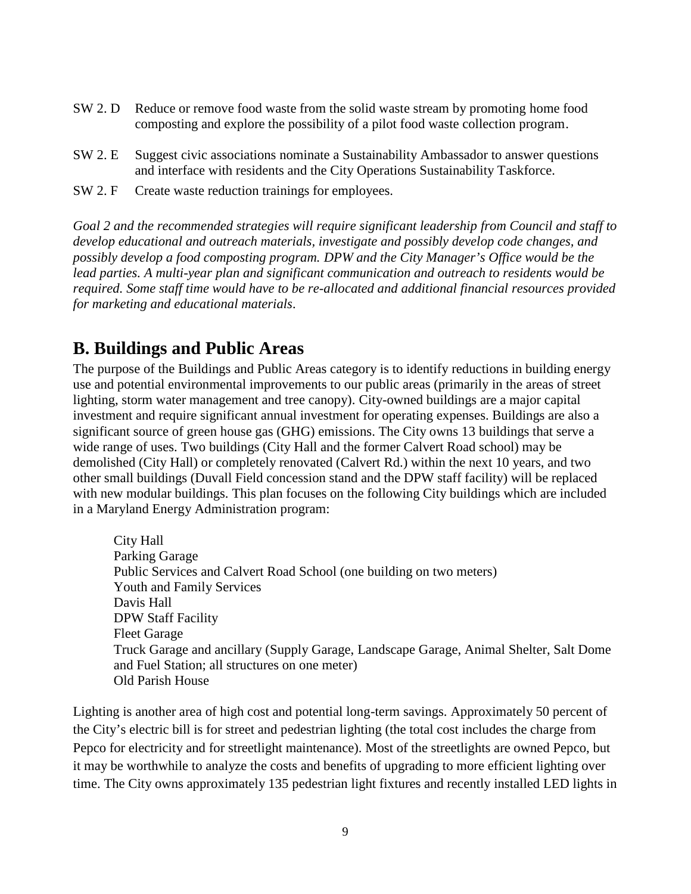SW 2. D Reduce or remove food waste from the solid waste stream by promoting home food composting and explore the possibility of a pilot food waste collection program.

SW 2. E Suggest civic associations nominate a Sustainability Ambassador to answer questions and interface with residents and the City Operations Sustainability Taskforce.

SW 2. F Create waste reduction trainings for employees.

*Goal 2 and the recommended strategies will require significant leadership from Council and staff to develop educational and outreach materials, investigate and possibly develop code changes, and possibly develop a food composting program. DPW and the City Manager's Office would be the lead parties. A multi-year plan and significant communication and outreach to residents would be required. Some staff time would have to be re-allocated and additional financial resources provided for marketing and educational materials.*

## B. Buildings and Public Areas

The purpose of the Buildings and Public Areas category is to identify reductions in building energy use and potential environmental improvements to our public areas (primarily in the areas of street lighting, storm water management and tree canopy). City-owned buildings are a major capital investment and require significant annual investment for operating expenses. Buildings are also a significant source of green house gas (GHG) emissions. The City owns 13 buildings that serve a wide range of uses. Two buildings (City Hall and the former Calvert Road school) may be demolished (City Hall) or completely renovated (Calvert Rd.) within the next 10 years, and two other small buildings (Duvall Field concession stand and the DPW staff facility) will be replaced with new modular buildings. This plan focuses on the following City buildings which are included in a Maryland Energy Administration program:

City Hall
Parking Garage
Public Services and Calvert Road School (one building on two meters)
Youth and Family Services
Davis Hall
DPW Staff Facility
Fleet Garage
Truck Garage and ancillary (Supply Garage, Landscape Garage, Animal Shelter, Salt Dome and Fuel Station; all structures on one meter)
Old Parish House

Lighting is another area of high cost and potential long-term savings. Approximately 50 percent of the City's electric bill is for street and pedestrian lighting (the total cost includes the charge from Pepco for electricity and for streetlight maintenance). Most of the streetlights are owned Pepco, but it may be worthwhile to analyze the costs and benefits of upgrading to more efficient lighting over time. The City owns approximately 135 pedestrian light fixtures and recently installed LED lights in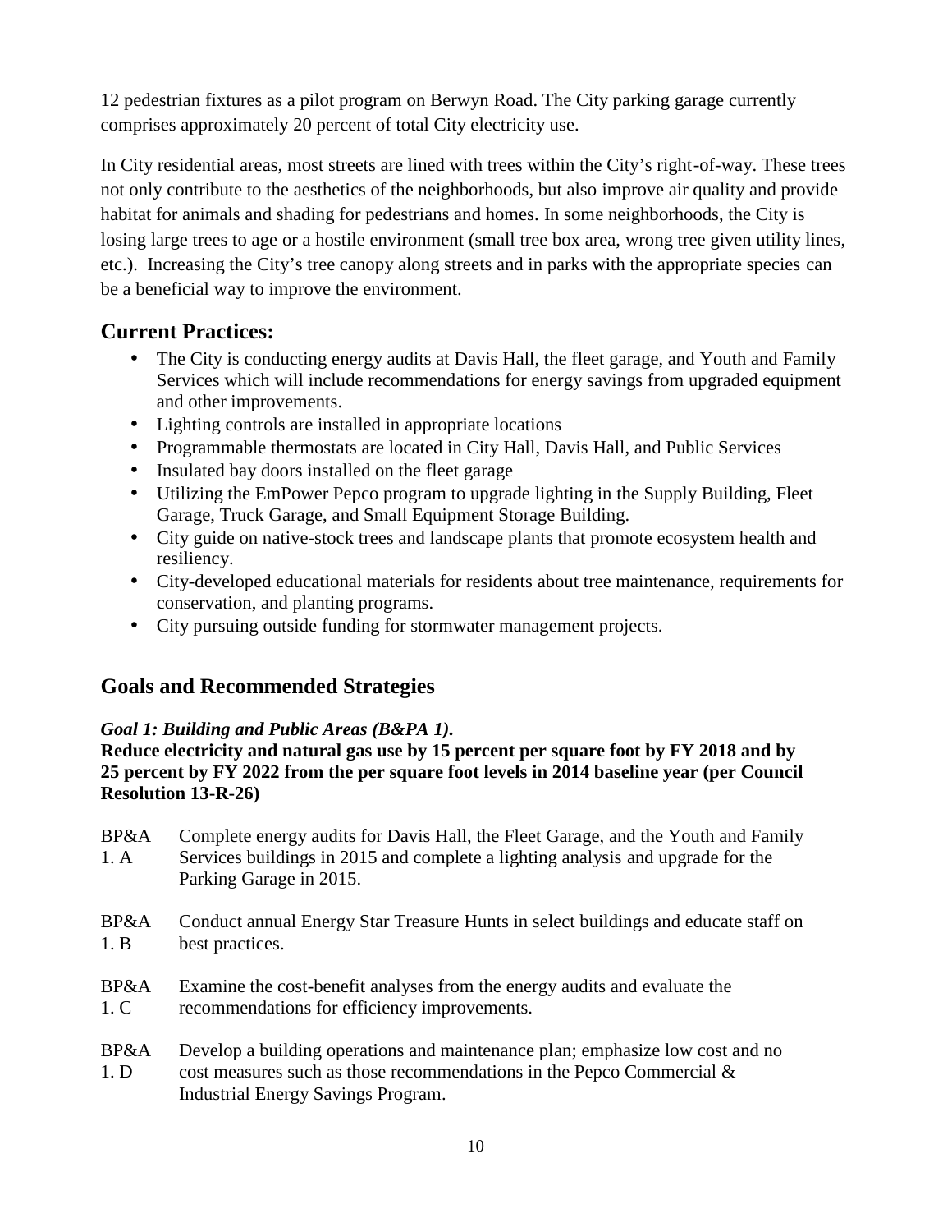12 pedestrian fixtures as a pilot program on Berwyn Road. The City parking garage currently comprises approximately 20 percent of total City electricity use.

In City residential areas, most streets are lined with trees within the City's right-of-way. These trees not only contribute to the aesthetics of the neighborhoods, but also improve air quality and provide habitat for animals and shading for pedestrians and homes. In some neighborhoods, the City is losing large trees to age or a hostile environment (small tree box area, wrong tree given utility lines, etc.). Increasing the City's tree canopy along streets and in parks with the appropriate species can be a beneficial way to improve the environment.

## Current Practices:

- The City is conducting energy audits at Davis Hall, the fleet garage, and Youth and Family Services which will include recommendations for energy savings from upgraded equipment and other improvements.
- Lighting controls are installed in appropriate locations
- Programmable thermostats are located in City Hall, Davis Hall, and Public Services
- Insulated bay doors installed on the fleet garage
- Utilizing the EmPower Pepco program to upgrade lighting in the Supply Building, Fleet Garage, Truck Garage, and Small Equipment Storage Building.
- City guide on native-stock trees and landscape plants that promote ecosystem health and resiliency.
- City-developed educational materials for residents about tree maintenance, requirements for conservation, and planting programs.
- City pursuing outside funding for stormwater management projects.

## Goals and Recommended Strategies

***Goal 1: Building and Public Areas (B&PA 1).***
**Reduce electricity and natural gas use by 15 percent per square foot by FY 2018 and by 25 percent by FY 2022 from the per square foot levels in 2014 baseline year (per Council Resolution 13-R-26)**

BP&A 1. A — Complete energy audits for Davis Hall, the Fleet Garage, and the Youth and Family Services buildings in 2015 and complete a lighting analysis and upgrade for the Parking Garage in 2015.

BP&A 1. B — Conduct annual Energy Star Treasure Hunts in select buildings and educate staff on best practices.

BP&A 1. C — Examine the cost-benefit analyses from the energy audits and evaluate the recommendations for efficiency improvements.

BP&A 1. D — Develop a building operations and maintenance plan; emphasize low cost and no cost measures such as those recommendations in the Pepco Commercial & Industrial Energy Savings Program.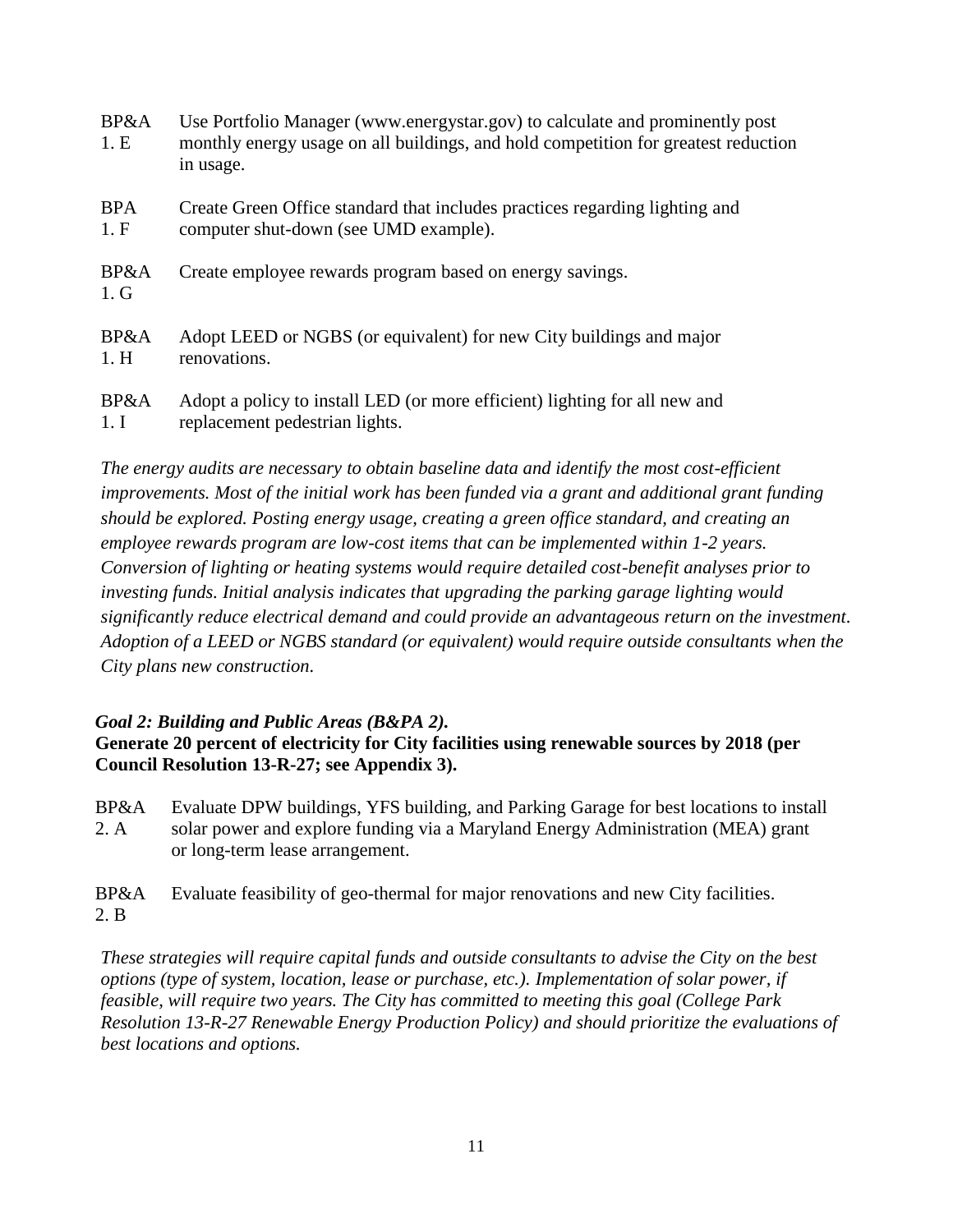BP&A 1. E Use Portfolio Manager (www.energystar.gov) to calculate and prominently post monthly energy usage on all buildings, and hold competition for greatest reduction in usage.

BPA 1. F Create Green Office standard that includes practices regarding lighting and computer shut-down (see UMD example).

BP&A 1. G Create employee rewards program based on energy savings.

BP&A 1. H Adopt LEED or NGBS (or equivalent) for new City buildings and major renovations.

BP&A 1. I Adopt a policy to install LED (or more efficient) lighting for all new and replacement pedestrian lights.

*The energy audits are necessary to obtain baseline data and identify the most cost-efficient improvements. Most of the initial work has been funded via a grant and additional grant funding should be explored. Posting energy usage, creating a green office standard, and creating an employee rewards program are low-cost items that can be implemented within 1-2 years. Conversion of lighting or heating systems would require detailed cost-benefit analyses prior to investing funds. Initial analysis indicates that upgrading the parking garage lighting would significantly reduce electrical demand and could provide an advantageous return on the investment. Adoption of a LEED or NGBS standard (or equivalent) would require outside consultants when the City plans new construction.*

### *Goal 2: Building and Public Areas (B&PA 2).*

**Generate 20 percent of electricity for City facilities using renewable sources by 2018 (per Council Resolution 13-R-27; see Appendix 3).**

BP&A 2. A Evaluate DPW buildings, YFS building, and Parking Garage for best locations to install solar power and explore funding via a Maryland Energy Administration (MEA) grant or long-term lease arrangement.

BP&A 2. B Evaluate feasibility of geo-thermal for major renovations and new City facilities.

*These strategies will require capital funds and outside consultants to advise the City on the best options (type of system, location, lease or purchase, etc.). Implementation of solar power, if feasible, will require two years. The City has committed to meeting this goal (College Park Resolution 13-R-27 Renewable Energy Production Policy) and should prioritize the evaluations of best locations and options.*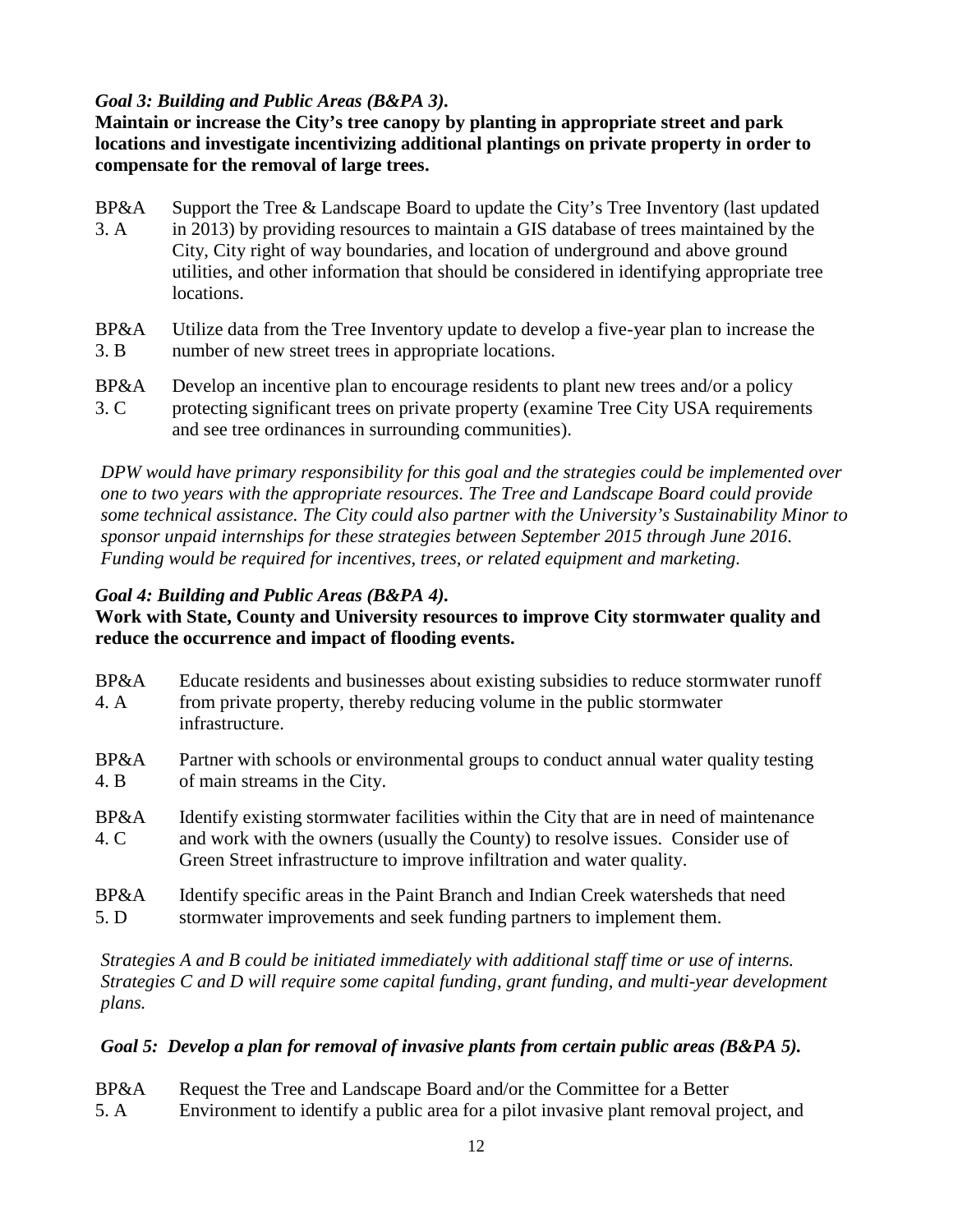### *Goal 3: Building and Public Areas (B&PA 3).*

**Maintain or increase the City's tree canopy by planting in appropriate street and park locations and investigate incentivizing additional plantings on private property in order to compensate for the removal of large trees.**

- BP&A 3. A — Support the Tree & Landscape Board to update the City's Tree Inventory (last updated in 2013) by providing resources to maintain a GIS database of trees maintained by the City, City right of way boundaries, and location of underground and above ground utilities, and other information that should be considered in identifying appropriate tree locations.
- BP&A 3. B — Utilize data from the Tree Inventory update to develop a five-year plan to increase the number of new street trees in appropriate locations.
- BP&A 3. C — Develop an incentive plan to encourage residents to plant new trees and/or a policy protecting significant trees on private property (examine Tree City USA requirements and see tree ordinances in surrounding communities).

*DPW would have primary responsibility for this goal and the strategies could be implemented over one to two years with the appropriate resources. The Tree and Landscape Board could provide some technical assistance. The City could also partner with the University's Sustainability Minor to sponsor unpaid internships for these strategies between September 2015 through June 2016. Funding would be required for incentives, trees, or related equipment and marketing.*

### *Goal 4: Building and Public Areas (B&PA 4).*

**Work with State, County and University resources to improve City stormwater quality and reduce the occurrence and impact of flooding events.**

- BP&A 4. A — Educate residents and businesses about existing subsidies to reduce stormwater runoff from private property, thereby reducing volume in the public stormwater infrastructure.
- BP&A 4. B — Partner with schools or environmental groups to conduct annual water quality testing of main streams in the City.
- BP&A 4. C — Identify existing stormwater facilities within the City that are in need of maintenance and work with the owners (usually the County) to resolve issues. Consider use of Green Street infrastructure to improve infiltration and water quality.
- BP&A 5. D — Identify specific areas in the Paint Branch and Indian Creek watersheds that need stormwater improvements and seek funding partners to implement them.

*Strategies A and B could be initiated immediately with additional staff time or use of interns. Strategies C and D will require some capital funding, grant funding, and multi-year development plans.*

### *Goal 5: Develop a plan for removal of invasive plants from certain public areas (B&PA 5).*

- BP&A 5. A — Request the Tree and Landscape Board and/or the Committee for a Better Environment to identify a public area for a pilot invasive plant removal project, and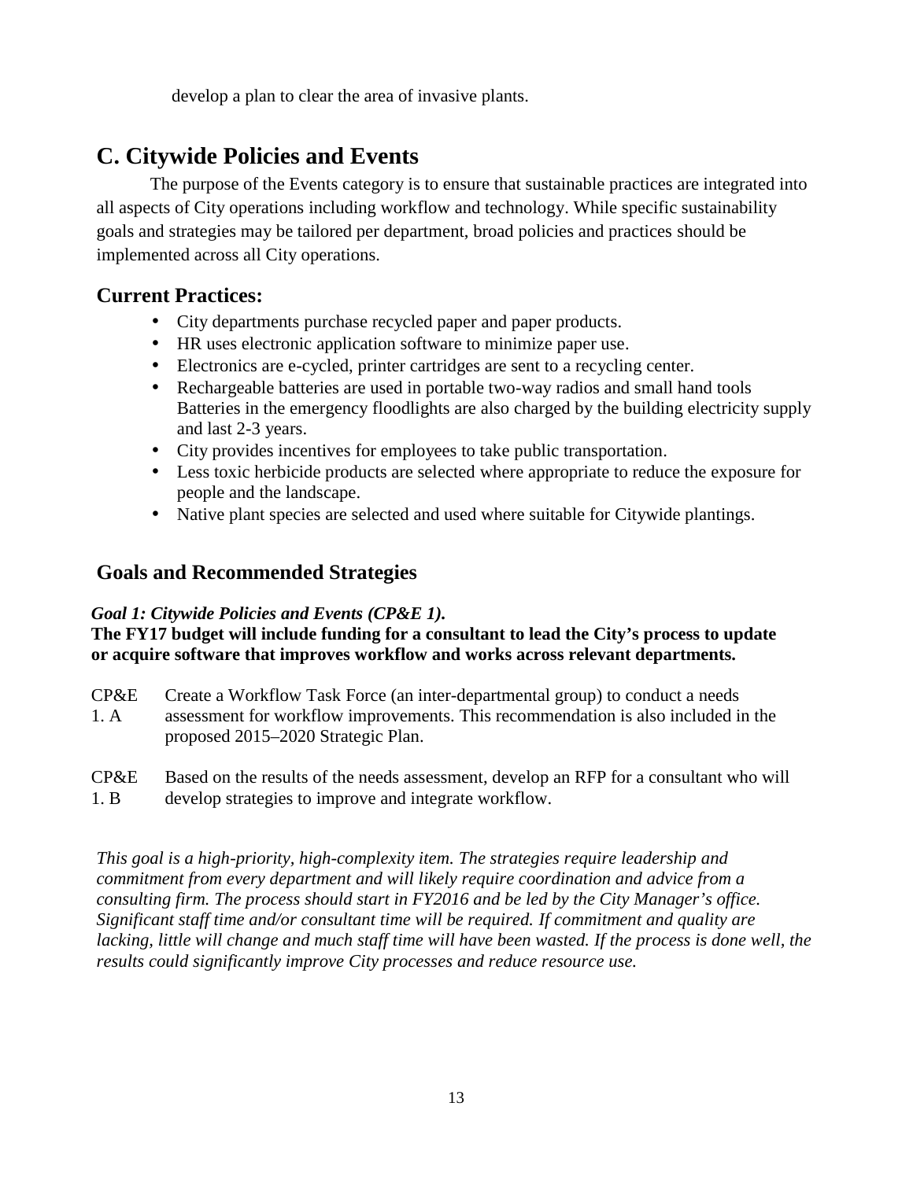develop a plan to clear the area of invasive plants.

## C. Citywide Policies and Events

The purpose of the Events category is to ensure that sustainable practices are integrated into all aspects of City operations including workflow and technology. While specific sustainability goals and strategies may be tailored per department, broad policies and practices should be implemented across all City operations.

### Current Practices:

- City departments purchase recycled paper and paper products.
- HR uses electronic application software to minimize paper use.
- Electronics are e-cycled, printer cartridges are sent to a recycling center.
- Rechargeable batteries are used in portable two-way radios and small hand tools Batteries in the emergency floodlights are also charged by the building electricity supply and last 2-3 years.
- City provides incentives for employees to take public transportation.
- Less toxic herbicide products are selected where appropriate to reduce the exposure for people and the landscape.
- Native plant species are selected and used where suitable for Citywide plantings.

### Goals and Recommended Strategies

***Goal 1: Citywide Policies and Events (CP&E 1).***
**The FY17 budget will include funding for a consultant to lead the City's process to update or acquire software that improves workflow and works across relevant departments.**

CP&E 1. A — Create a Workflow Task Force (an inter-departmental group) to conduct a needs assessment for workflow improvements. This recommendation is also included in the proposed 2015–2020 Strategic Plan.

CP&E 1. B — Based on the results of the needs assessment, develop an RFP for a consultant who will develop strategies to improve and integrate workflow.

*This goal is a high-priority, high-complexity item. The strategies require leadership and commitment from every department and will likely require coordination and advice from a consulting firm. The process should start in FY2016 and be led by the City Manager's office. Significant staff time and/or consultant time will be required. If commitment and quality are lacking, little will change and much staff time will have been wasted. If the process is done well, the results could significantly improve City processes and reduce resource use.*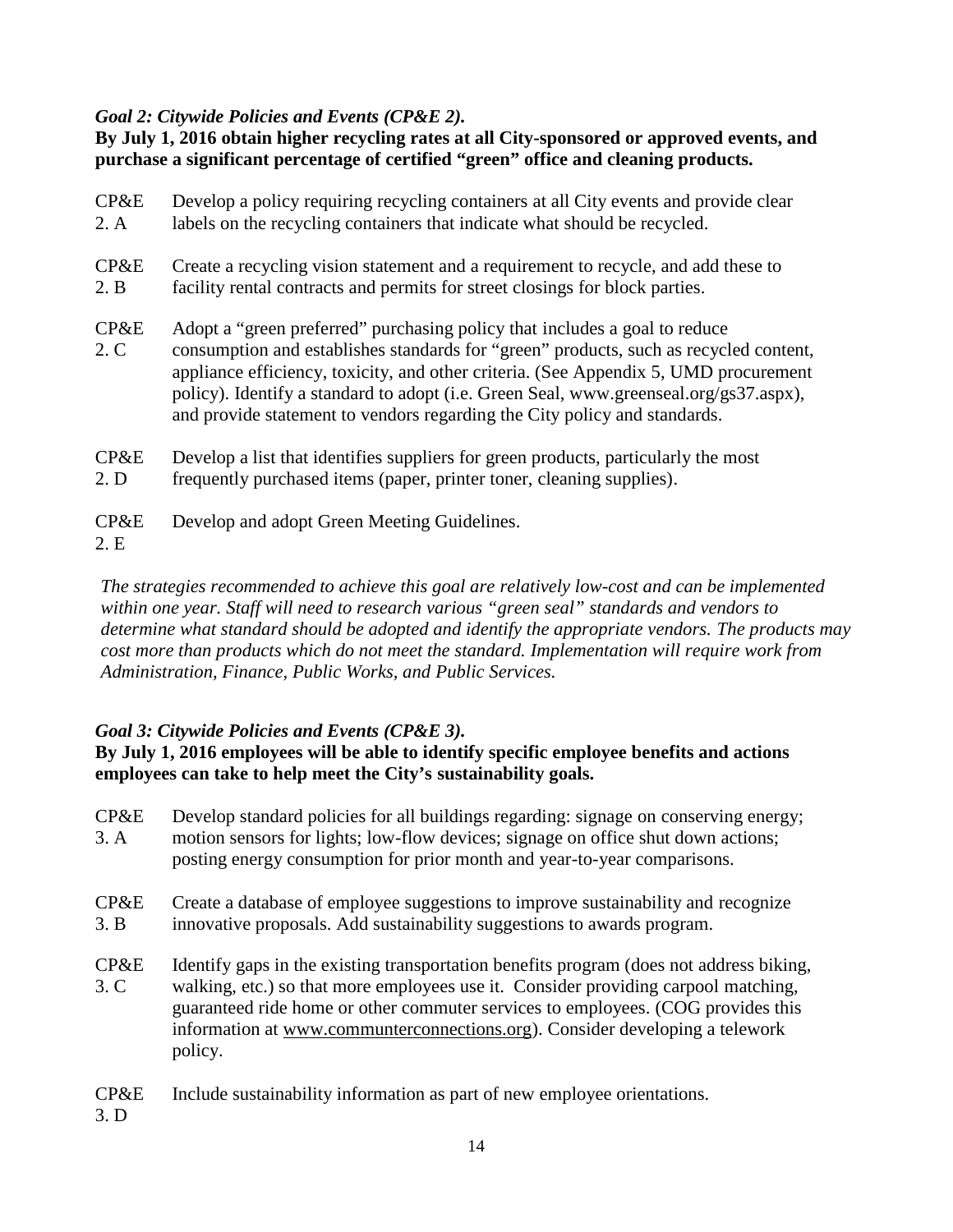***Goal 2: Citywide Policies and Events (CP&E 2).***

**By July 1, 2016 obtain higher recycling rates at all City-sponsored or approved events, and purchase a significant percentage of certified "green" office and cleaning products.**

| | |
|---|---|
| CP&E 2. A | Develop a policy requiring recycling containers at all City events and provide clear labels on the recycling containers that indicate what should be recycled. |
| CP&E 2. B | Create a recycling vision statement and a requirement to recycle, and add these to facility rental contracts and permits for street closings for block parties. |
| CP&E 2. C | Adopt a "green preferred" purchasing policy that includes a goal to reduce consumption and establishes standards for "green" products, such as recycled content, appliance efficiency, toxicity, and other criteria. (See Appendix 5, UMD procurement policy). Identify a standard to adopt (i.e. Green Seal, www.greenseal.org/gs37.aspx), and provide statement to vendors regarding the City policy and standards. |
| CP&E 2. D | Develop a list that identifies suppliers for green products, particularly the most frequently purchased items (paper, printer toner, cleaning supplies). |
| CP&E 2. E | Develop and adopt Green Meeting Guidelines. |

*The strategies recommended to achieve this goal are relatively low-cost and can be implemented within one year. Staff will need to research various "green seal" standards and vendors to determine what standard should be adopted and identify the appropriate vendors. The products may cost more than products which do not meet the standard. Implementation will require work from Administration, Finance, Public Works, and Public Services.*

***Goal 3: Citywide Policies and Events (CP&E 3).***

**By July 1, 2016 employees will be able to identify specific employee benefits and actions employees can take to help meet the City's sustainability goals.**

| | |
|---|---|
| CP&E 3. A | Develop standard policies for all buildings regarding: signage on conserving energy; motion sensors for lights; low-flow devices; signage on office shut down actions; posting energy consumption for prior month and year-to-year comparisons. |
| CP&E 3. B | Create a database of employee suggestions to improve sustainability and recognize innovative proposals. Add sustainability suggestions to awards program. |
| CP&E 3. C | Identify gaps in the existing transportation benefits program (does not address biking, walking, etc.) so that more employees use it. Consider providing carpool matching, guaranteed ride home or other commuter services to employees. (COG provides this information at www.communterconnections.org). Consider developing a telework policy. |
| CP&E 3. D | Include sustainability information as part of new employee orientations. |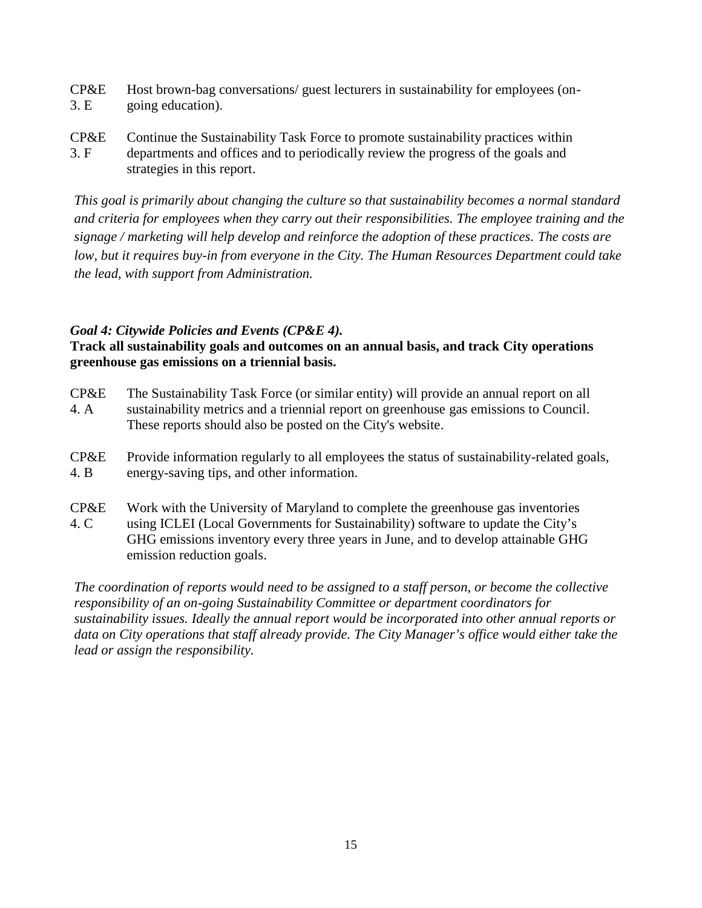CP&E 3. E Host brown-bag conversations/ guest lecturers in sustainability for employees (on-going education).

CP&E 3. F Continue the Sustainability Task Force to promote sustainability practices within departments and offices and to periodically review the progress of the goals and strategies in this report.

*This goal is primarily about changing the culture so that sustainability becomes a normal standard and criteria for employees when they carry out their responsibilities. The employee training and the signage / marketing will help develop and reinforce the adoption of these practices. The costs are low, but it requires buy-in from everyone in the City. The Human Resources Department could take the lead, with support from Administration.*

***Goal 4: Citywide Policies and Events (CP&E 4).***

**Track all sustainability goals and outcomes on an annual basis, and track City operations greenhouse gas emissions on a triennial basis.**

CP&E 4. A The Sustainability Task Force (or similar entity) will provide an annual report on all sustainability metrics and a triennial report on greenhouse gas emissions to Council. These reports should also be posted on the City's website.

CP&E 4. B Provide information regularly to all employees the status of sustainability-related goals, energy-saving tips, and other information.

CP&E 4. C Work with the University of Maryland to complete the greenhouse gas inventories using ICLEI (Local Governments for Sustainability) software to update the City's GHG emissions inventory every three years in June, and to develop attainable GHG emission reduction goals.

*The coordination of reports would need to be assigned to a staff person, or become the collective responsibility of an on-going Sustainability Committee or department coordinators for sustainability issues. Ideally the annual report would be incorporated into other annual reports or data on City operations that staff already provide. The City Manager's office would either take the lead or assign the responsibility.*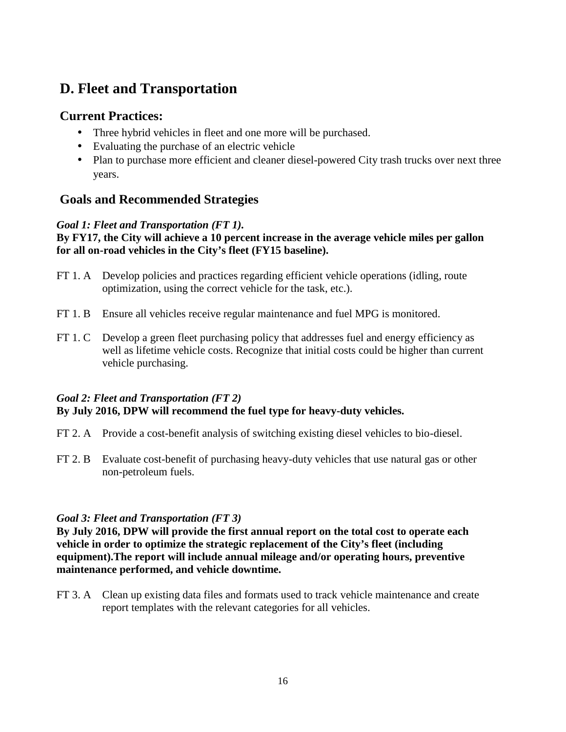## D. Fleet and Transportation

### Current Practices:

- Three hybrid vehicles in fleet and one more will be purchased.
- Evaluating the purchase of an electric vehicle
- Plan to purchase more efficient and cleaner diesel-powered City trash trucks over next three years.

### Goals and Recommended Strategies

***Goal 1: Fleet and Transportation (FT 1).***
**By FY17, the City will achieve a 10 percent increase in the average vehicle miles per gallon for all on-road vehicles in the City's fleet (FY15 baseline).**

FT 1. A Develop policies and practices regarding efficient vehicle operations (idling, route optimization, using the correct vehicle for the task, etc.).

FT 1. B Ensure all vehicles receive regular maintenance and fuel MPG is monitored.

FT 1. C Develop a green fleet purchasing policy that addresses fuel and energy efficiency as well as lifetime vehicle costs. Recognize that initial costs could be higher than current vehicle purchasing.

***Goal 2: Fleet and Transportation (FT 2)***
**By July 2016, DPW will recommend the fuel type for heavy-duty vehicles.**

FT 2. A Provide a cost-benefit analysis of switching existing diesel vehicles to bio-diesel.

FT 2. B Evaluate cost-benefit of purchasing heavy-duty vehicles that use natural gas or other non-petroleum fuels.

***Goal 3: Fleet and Transportation (FT 3)***
**By July 2016, DPW will provide the first annual report on the total cost to operate each vehicle in order to optimize the strategic replacement of the City's fleet (including equipment).The report will include annual mileage and/or operating hours, preventive maintenance performed, and vehicle downtime.**

FT 3. A Clean up existing data files and formats used to track vehicle maintenance and create report templates with the relevant categories for all vehicles.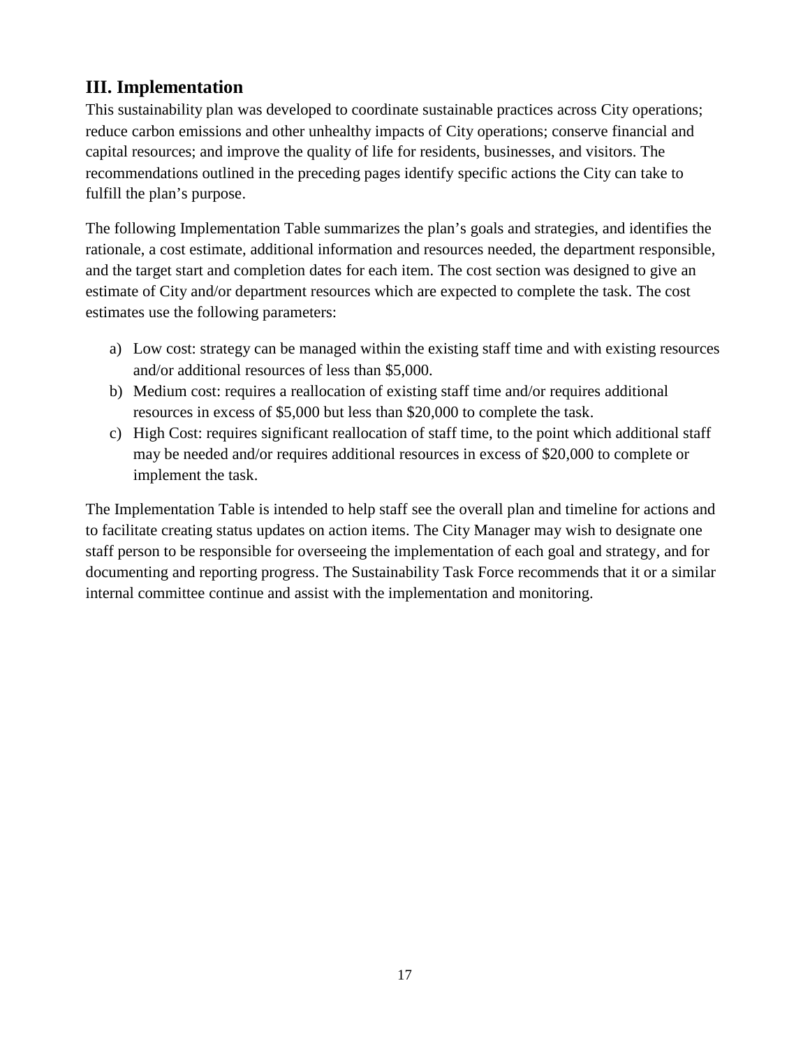## III. Implementation

This sustainability plan was developed to coordinate sustainable practices across City operations; reduce carbon emissions and other unhealthy impacts of City operations; conserve financial and capital resources; and improve the quality of life for residents, businesses, and visitors. The recommendations outlined in the preceding pages identify specific actions the City can take to fulfill the plan's purpose.

The following Implementation Table summarizes the plan's goals and strategies, and identifies the rationale, a cost estimate, additional information and resources needed, the department responsible, and the target start and completion dates for each item. The cost section was designed to give an estimate of City and/or department resources which are expected to complete the task. The cost estimates use the following parameters:

a) Low cost: strategy can be managed within the existing staff time and with existing resources and/or additional resources of less than $5,000.
b) Medium cost: requires a reallocation of existing staff time and/or requires additional resources in excess of $5,000 but less than $20,000 to complete the task.
c) High Cost: requires significant reallocation of staff time, to the point which additional staff may be needed and/or requires additional resources in excess of $20,000 to complete or implement the task.

The Implementation Table is intended to help staff see the overall plan and timeline for actions and to facilitate creating status updates on action items. The City Manager may wish to designate one staff person to be responsible for overseeing the implementation of each goal and strategy, and for documenting and reporting progress. The Sustainability Task Force recommends that it or a similar internal committee continue and assist with the implementation and monitoring.